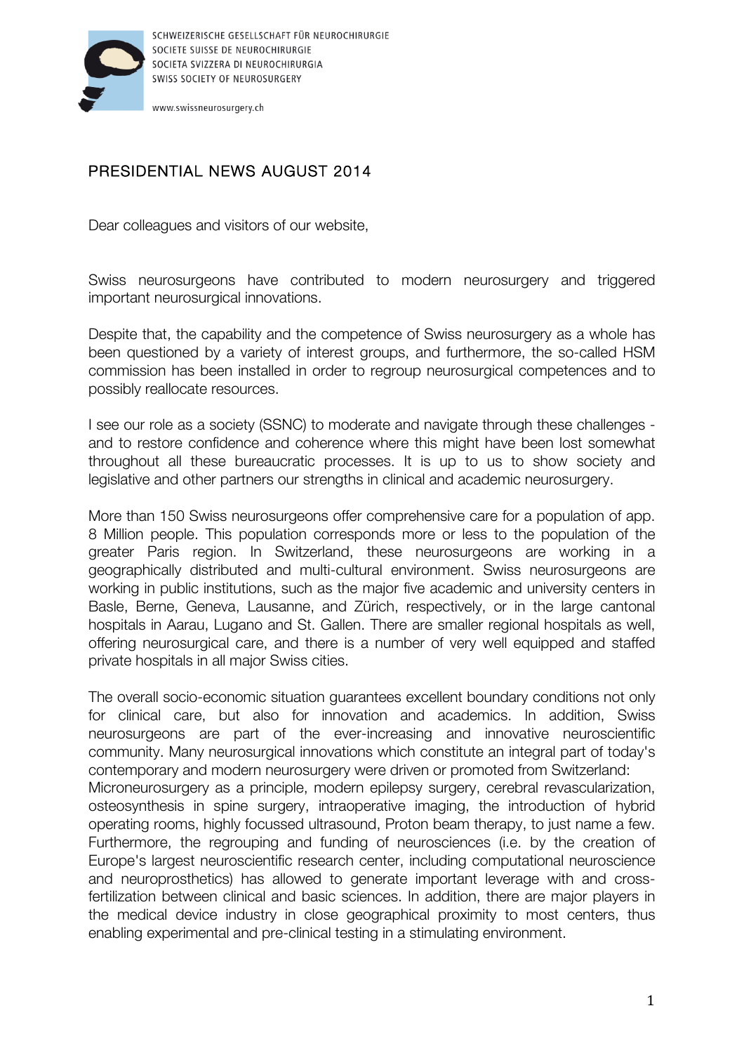SCHWEIZERISCHE GESELLSCHAFT FÜR NEUROCHIRURGIE
SOCIETE SUISSE DE NEUROCHIRURGIE
SOCIETA SVIZZERA DI NEUROCHIRURGIA
SWISS SOCIETY OF NEUROSURGERY

www.swissneurosurgery.ch

## PRESIDENTIAL NEWS AUGUST 2014

Dear colleagues and visitors of our website,

Swiss neurosurgeons have contributed to modern neurosurgery and triggered important neurosurgical innovations.

Despite that, the capability and the competence of Swiss neurosurgery as a whole has been questioned by a variety of interest groups, and furthermore, the so-called HSM commission has been installed in order to regroup neurosurgical competences and to possibly reallocate resources.

I see our role as a society (SSNC) to moderate and navigate through these challenges - and to restore confidence and coherence where this might have been lost somewhat throughout all these bureaucratic processes. It is up to us to show society and legislative and other partners our strengths in clinical and academic neurosurgery.

More than 150 Swiss neurosurgeons offer comprehensive care for a population of app. 8 Million people. This population corresponds more or less to the population of the greater Paris region. In Switzerland, these neurosurgeons are working in a geographically distributed and multi-cultural environment. Swiss neurosurgeons are working in public institutions, such as the major five academic and university centers in Basle, Berne, Geneva, Lausanne, and Zürich, respectively, or in the large cantonal hospitals in Aarau, Lugano and St. Gallen. There are smaller regional hospitals as well, offering neurosurgical care, and there is a number of very well equipped and staffed private hospitals in all major Swiss cities.

The overall socio-economic situation guarantees excellent boundary conditions not only for clinical care, but also for innovation and academics. In addition, Swiss neurosurgeons are part of the ever-increasing and innovative neuroscientific community. Many neurosurgical innovations which constitute an integral part of today's contemporary and modern neurosurgery were driven or promoted from Switzerland:
Microneurosurgery as a principle, modern epilepsy surgery, cerebral revascularization, osteosynthesis in spine surgery, intraoperative imaging, the introduction of hybrid operating rooms, highly focussed ultrasound, Proton beam therapy, to just name a few. Furthermore, the regrouping and funding of neurosciences (i.e. by the creation of Europe's largest neuroscientific research center, including computational neuroscience and neuroprosthetics) has allowed to generate important leverage with and cross-fertilization between clinical and basic sciences. In addition, there are major players in the medical device industry in close geographical proximity to most centers, thus enabling experimental and pre-clinical testing in a stimulating environment.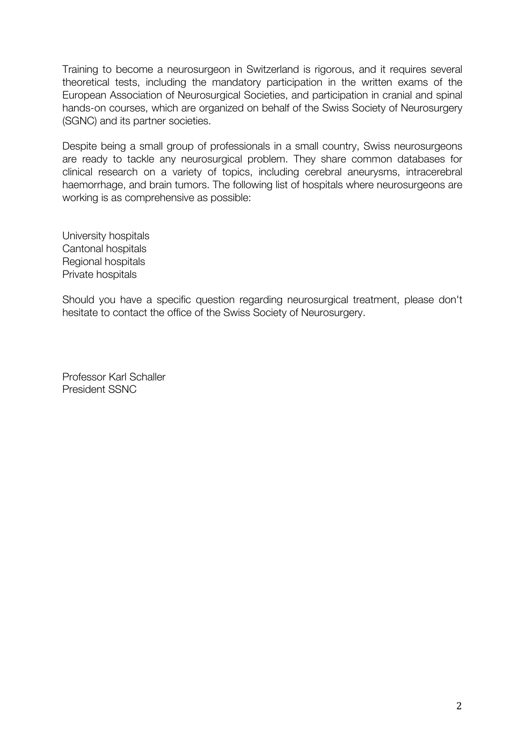Training to become a neurosurgeon in Switzerland is rigorous, and it requires several theoretical tests, including the mandatory participation in the written exams of the European Association of Neurosurgical Societies, and participation in cranial and spinal hands-on courses, which are organized on behalf of the Swiss Society of Neurosurgery (SGNC) and its partner societies.

Despite being a small group of professionals in a small country, Swiss neurosurgeons are ready to tackle any neurosurgical problem. They share common databases for clinical research on a variety of topics, including cerebral aneurysms, intracerebral haemorrhage, and brain tumors. The following list of hospitals where neurosurgeons are working is as comprehensive as possible:

University hospitals
Cantonal hospitals
Regional hospitals
Private hospitals

Should you have a specific question regarding neurosurgical treatment, please don't hesitate to contact the office of the Swiss Society of Neurosurgery.

Professor Karl Schaller
President SSNC